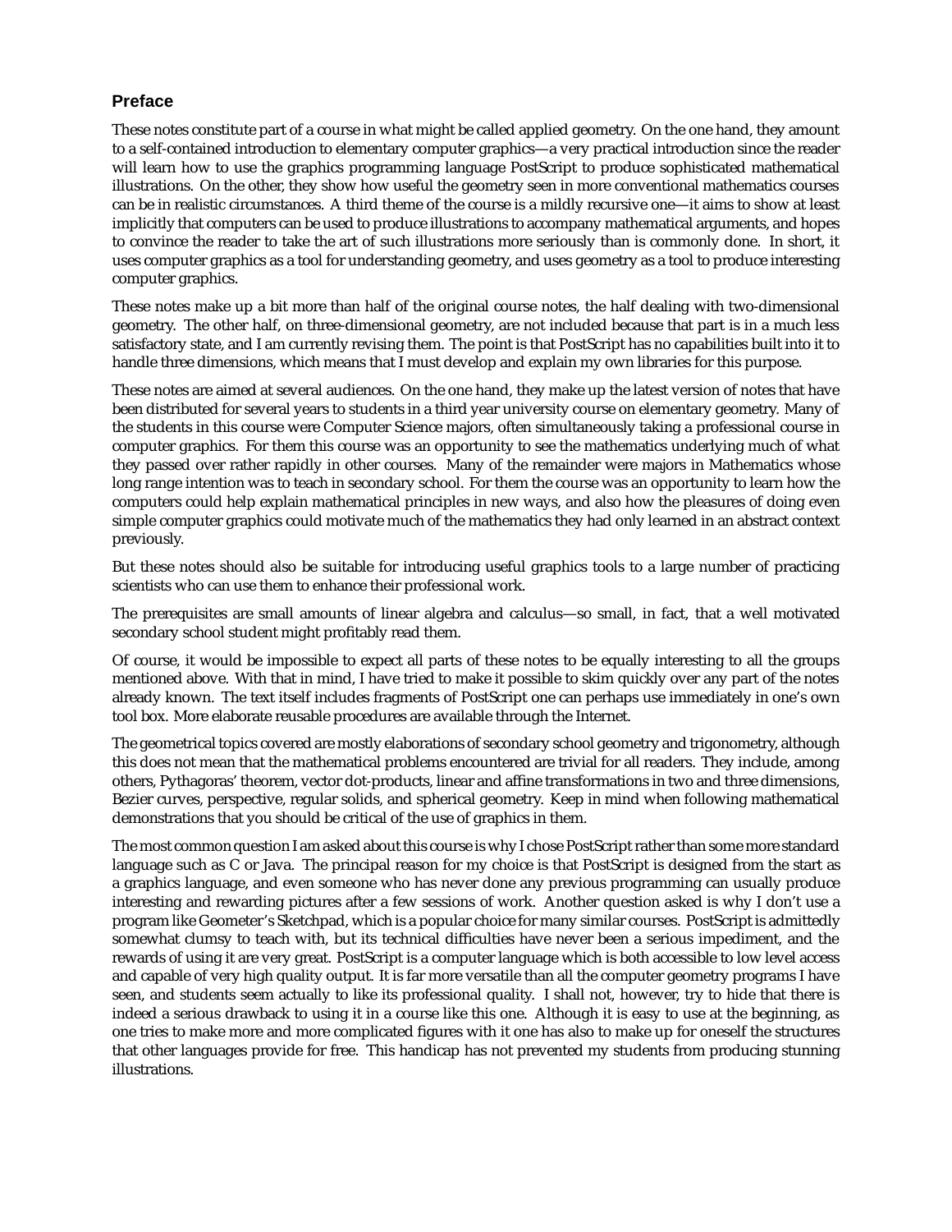## Preface

These notes constitute part of a course in what might be called applied geometry. On the one hand, they amount to a self-contained introduction to elementary computer graphics—a very practical introduction since the reader will learn how to use the graphics programming language PostScript to produce sophisticated mathematical illustrations. On the other, they show how useful the geometry seen in more conventional mathematics courses can be in realistic circumstances. A third theme of the course is a mildly recursive one—it aims to show at least implicitly that computers can be used to produce illustrations to accompany mathematical arguments, and hopes to convince the reader to take the art of such illustrations more seriously than is commonly done. In short, it uses computer graphics as a tool for understanding geometry, and uses geometry as a tool to produce interesting computer graphics.

These notes make up a bit more than half of the original course notes, the half dealing with two-dimensional geometry. The other half, on three-dimensional geometry, are not included because that part is in a much less satisfactory state, and I am currently revising them. The point is that PostScript has no capabilities built into it to handle three dimensions, which means that I must develop and explain my own libraries for this purpose.

These notes are aimed at several audiences. On the one hand, they make up the latest version of notes that have been distributed for several years to students in a third year university course on elementary geometry. Many of the students in this course were Computer Science majors, often simultaneously taking a professional course in computer graphics. For them this course was an opportunity to see the mathematics underlying much of what they passed over rather rapidly in other courses. Many of the remainder were majors in Mathematics whose long range intention was to teach in secondary school. For them the course was an opportunity to learn how the computers could help explain mathematical principles in new ways, and also how the pleasures of doing even simple computer graphics could motivate much of the mathematics they had only learned in an abstract context previously.

But these notes should also be suitable for introducing useful graphics tools to a large number of practicing scientists who can use them to enhance their professional work.

The prerequisites are small amounts of linear algebra and calculus—so small, in fact, that a well motivated secondary school student might profitably read them.

Of course, it would be impossible to expect all parts of these notes to be equally interesting to all the groups mentioned above. With that in mind, I have tried to make it possible to skim quickly over any part of the notes already known. The text itself includes fragments of PostScript one can perhaps use immediately in one's own tool box. More elaborate reusable procedures are available through the Internet.

The geometrical topics covered are mostly elaborations of secondary school geometry and trigonometry, although this does not mean that the mathematical problems encountered are trivial for all readers. They include, among others, Pythagoras' theorem, vector dot-products, linear and affine transformations in two and three dimensions, Bezier curves, perspective, regular solids, and spherical geometry. Keep in mind when following mathematical demonstrations that you should be critical of the use of graphics in them.

The most common question I am asked about this course is why I chose PostScript rather than some more standard language such as C or Java. The principal reason for my choice is that PostScript is designed from the start as a graphics language, and even someone who has never done any previous programming can usually produce interesting and rewarding pictures after a few sessions of work. Another question asked is why I don't use a program like Geometer's Sketchpad, which is a popular choice for many similar courses. PostScript is admittedly somewhat clumsy to teach with, but its technical difficulties have never been a serious impediment, and the rewards of using it are very great. PostScript is a computer language which is both accessible to low level access and capable of very high quality output. It is far more versatile than all the computer geometry programs I have seen, and students seem actually to like its professional quality. I shall not, however, try to hide that there is indeed a serious drawback to using it in a course like this one. Although it is easy to use at the beginning, as one tries to make more and more complicated figures with it one has also to make up for oneself the structures that other languages provide for free. This handicap has not prevented my students from producing stunning illustrations.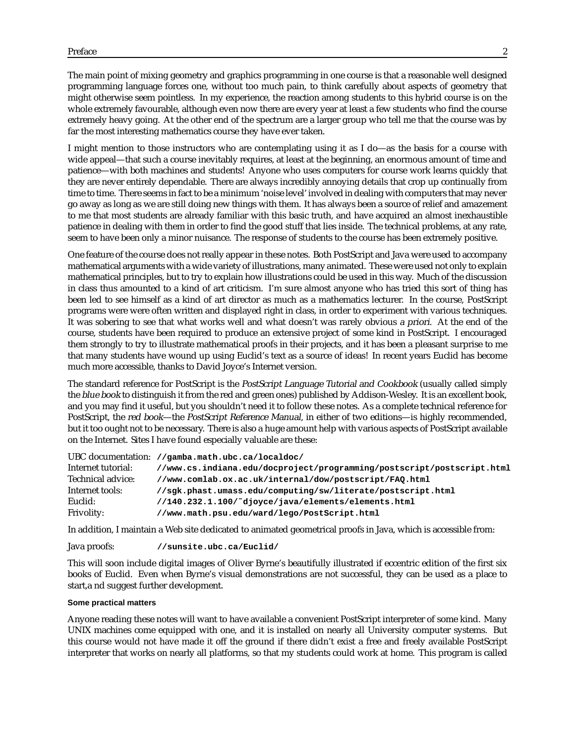The main point of mixing geometry and graphics programming in one course is that a reasonable well designed programming language forces one, without too much pain, to think carefully about aspects of geometry that might otherwise seem pointless. In my experience, the reaction among students to this hybrid course is on the whole extremely favourable, although even now there are every year at least a few students who find the course extremely heavy going. At the other end of the spectrum are a larger group who tell me that the course was by far the most interesting mathematics course they have ever taken.

I might mention to those instructors who are contemplating using it as I do—as the basis for a course with wide appeal—that such a course inevitably requires, at least at the beginning, an enormous amount of time and patience—with both machines and students! Anyone who uses computers for course work learns quickly that they are never entirely dependable. There are always incredibly annoying details that crop up continually from time to time. There seems in fact to be a minimum 'noise level' involved in dealing with computers that may never go away as long as we are still doing new things with them. It has always been a source of relief and amazement to me that most students are already familiar with this basic truth, and have acquired an almost inexhaustible patience in dealing with them in order to find the good stuff that lies inside. The technical problems, at any rate, seem to have been only a minor nuisance. The response of students to the course has been extremely positive.

One feature of the course does not really appear in these notes. Both PostScript and Java were used to accompany mathematical arguments with a wide variety of illustrations, many animated. These were used not only to explain mathematical principles, but to try to explain how illustrations could be used in this way. Much of the discussion in class thus amounted to a kind of art criticism. I'm sure almost anyone who has tried this sort of thing has been led to see himself as a kind of art director as much as a mathematics lecturer. In the course, PostScript programs were were often written and displayed right in class, in order to experiment with various techniques. It was sobering to see that what works well and what doesn't was rarely obvious *a priori*. At the end of the course, students have been required to produce an extensive project of some kind in PostScript. I encouraged them strongly to try to illustrate mathematical proofs in their projects, and it has been a pleasant surprise to me that many students have wound up using Euclid's text as a source of ideas! In recent years Euclid has become much more accessible, thanks to David Joyce's Internet version.

The standard reference for PostScript is the *PostScript Language Tutorial and Cookbook* (usually called simply the *blue book* to distinguish it from the red and green ones) published by Addison-Wesley. It is an excellent book, and you may find it useful, but you shouldn't need it to follow these notes. As a complete technical reference for PostScript, the *red book*—the *PostScript Reference Manual*, in either of two editions—is highly recommended, but it too ought not to be necessary. There is also a huge amount help with various aspects of PostScript available on the Internet. Sites I have found especially valuable are these:

| | |
|---|---|
| UBC documentation: | **//gamba.math.ubc.ca/localdoc/** |
| Internet tutorial: | **//www.cs.indiana.edu/docproject/programming/postscript/postscript.html** |
| Technical advice: | **//www.comlab.ox.ac.uk/internal/dow/postscript/FAQ.html** |
| Internet tools: | **//sgk.phast.umass.edu/computing/sw/literate/postscript.html** |
| Euclid: | **//140.232.1.100/~djoyce/java/elements/elements.html** |
| Frivolity: | **//www.math.psu.edu/ward/lego/PostScript.html** |

In addition, I maintain a Web site dedicated to animated geometrical proofs in Java, which is accessible from:

Java proofs: **//sunsite.ubc.ca/Euclid/**

This will soon include digital images of Oliver Byrne's beautifully illustrated if eccentric edition of the first six books of Euclid. Even when Byrne's visual demonstrations are not successful, they can be used as a place to start,a nd suggest further development.

#### Some practical matters

Anyone reading these notes will want to have available a convenient PostScript interpreter of some kind. Many UNIX machines come equipped with one, and it is installed on nearly all University computer systems. But this course would not have made it off the ground if there didn't exist a free and freely available PostScript interpreter that works on nearly all platforms, so that my students could work at home. This program is called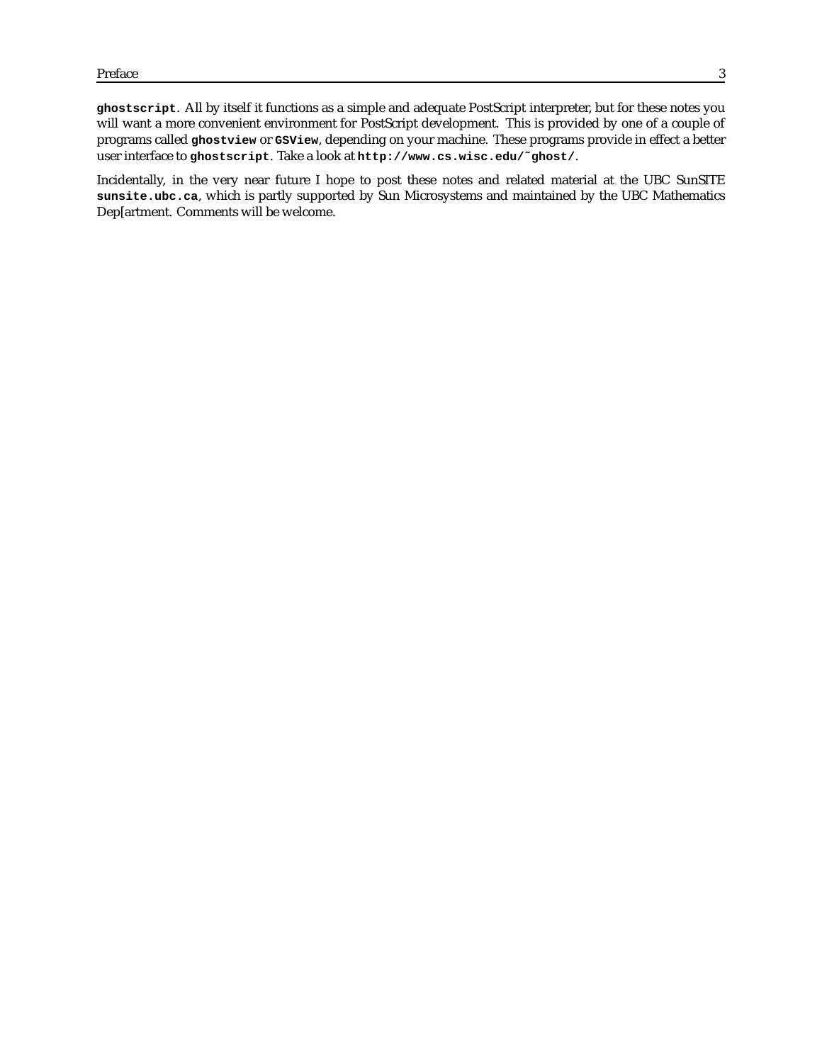**ghostscript**. All by itself it functions as a simple and adequate PostScript interpreter, but for these notes you will want a more convenient environment for PostScript development. This is provided by one of a couple of programs called **ghostview** or **GSView**, depending on your machine. These programs provide in effect a better user interface to **ghostscript**. Take a look at **http://www.cs.wisc.edu/~ghost/**.

Incidentally, in the very near future I hope to post these notes and related material at the UBC SunSITE **sunsite.ubc.ca**, which is partly supported by Sun Microsystems and maintained by the UBC Mathematics Dep[artment. Comments will be welcome.